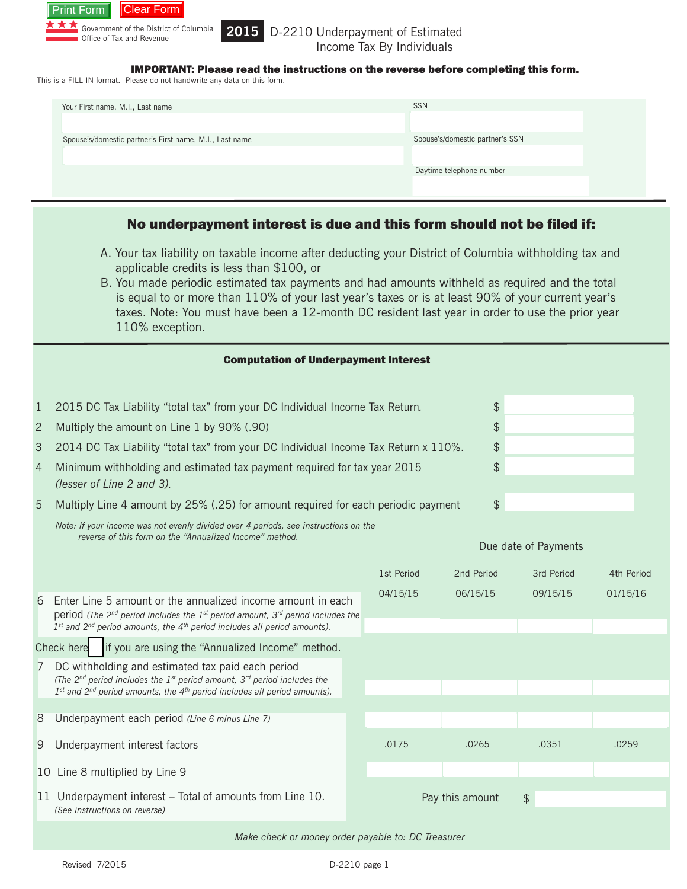Print Form | Clear Form

Government of the District of Columbia
Office of Tax and Revenue

# 2015 D-2210 Underpayment of Estimated Income Tax By Individuals

**IMPORTANT: Please read the instructions on the reverse before completing this form.**

This is a FILL-IN format. Please do not handwrite any data on this form.

| Your First name, M.I., Last name | SSN |
|---|---|
| | |
| Spouse's/domestic partner's First name, M.I., Last name | Spouse's/domestic partner's SSN |
| | |
| | Daytime telephone number |
| | |

## No underpayment interest is due and this form should not be filed if:

A. Your tax liability on taxable income after deducting your District of Columbia withholding tax and applicable credits is less than $100, or

B. You made periodic estimated tax payments and had amounts withheld as required and the total is equal to or more than 110% of your last year's taxes or is at least 90% of your current year's taxes. Note: You must have been a 12-month DC resident last year in order to use the prior year 110% exception.

### Computation of Underpayment Interest

1 2015 DC Tax Liability "total tax" from your DC Individual Income Tax Return. $

2 Multiply the amount on Line 1 by 90% (.90) $

3 2014 DC Tax Liability "total tax" from your DC Individual Income Tax Return x 110%. $

4 Minimum withholding and estimated tax payment required for tax year 2015 *(lesser of Line 2 and 3).* $

5 Multiply Line 4 amount by 25% (.25) for amount required for each periodic payment $

*Note: If your income was not evenly divided over 4 periods, see instructions on the reverse of this form on the "Annualized Income" method.*

| | Due date of Payments | | | |
|---|---|---|---|---|
| | 1st Period | 2nd Period | 3rd Period | 4th Period |
| | 04/15/15 | 06/15/15 | 09/15/15 | 01/15/16 |
| 6 Enter Line 5 amount or the annualized income amount in each period *(The 2nd period includes the 1st period amount, 3rd period includes the 1st and 2nd period amounts, the 4th period includes all period amounts).* | | | | |
| Check here ☐ if you are using the "Annualized Income" method. | | | | |
| 7 DC withholding and estimated tax paid each period *(The 2nd period includes the 1st period amount, 3rd period includes the 1st and 2nd period amounts, the 4th period includes all period amounts).* | | | | |
| 8 Underpayment each period *(Line 6 minus Line 7)* | | | | |
| 9 Underpayment interest factors | .0175 | .0265 | .0351 | .0259 |
| 10 Line 8 multiplied by Line 9 | | | | |

11 Underpayment interest – Total of amounts from Line 10. *(See instructions on reverse)* Pay this amount $

*Make check or money order payable to: DC Treasurer*

Revised 7/2015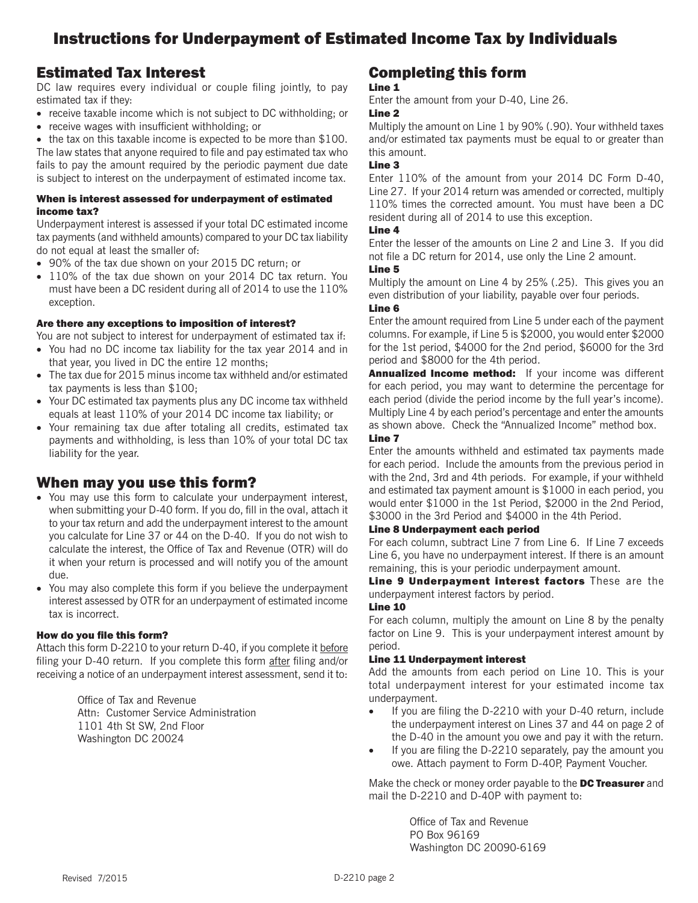# Instructions for Underpayment of Estimated Income Tax by Individuals

## Estimated Tax Interest

DC law requires every individual or couple filing jointly, to pay estimated tax if they:

- receive taxable income which is not subject to DC withholding; or
- receive wages with insufficient withholding; or
- the tax on this taxable income is expected to be more than $100.

The law states that anyone required to file and pay estimated tax who fails to pay the amount required by the periodic payment due date is subject to interest on the underpayment of estimated income tax.

#### When is interest assessed for underpayment of estimated income tax?

Underpayment interest is assessed if your total DC estimated income tax payments (and withheld amounts) compared to your DC tax liability do not equal at least the smaller of:

- 90% of the tax due shown on your 2015 DC return; or
- 110% of the tax due shown on your 2014 DC tax return. You must have been a DC resident during all of 2014 to use the 110% exception.

#### Are there any exceptions to imposition of interest?

You are not subject to interest for underpayment of estimated tax if:

- You had no DC income tax liability for the tax year 2014 and in that year, you lived in DC the entire 12 months;
- The tax due for 2015 minus income tax withheld and/or estimated tax payments is less than $100;
- Your DC estimated tax payments plus any DC income tax withheld equals at least 110% of your 2014 DC income tax liability; or
- Your remaining tax due after totaling all credits, estimated tax payments and withholding, is less than 10% of your total DC tax liability for the year.

## When may you use this form?

- You may use this form to calculate your underpayment interest, when submitting your D-40 form. If you do, fill in the oval, attach it to your tax return and add the underpayment interest to the amount you calculate for Line 37 or 44 on the D-40. If you do not wish to calculate the interest, the Office of Tax and Revenue (OTR) will do it when your return is processed and will notify you of the amount due.
- You may also complete this form if you believe the underpayment interest assessed by OTR for an underpayment of estimated income tax is incorrect.

#### How do you file this form?

Attach this form D-2210 to your return D-40, if you complete it before filing your D-40 return. If you complete this form after filing and/or receiving a notice of an underpayment interest assessment, send it to:

Office of Tax and Revenue
Attn: Customer Service Administration
1101 4th St SW, 2nd Floor
Washington DC 20024

## Completing this form

#### Line 1

Enter the amount from your D-40, Line 26.

#### Line 2

Multiply the amount on Line 1 by 90% (.90). Your withheld taxes and/or estimated tax payments must be equal to or greater than this amount.

#### Line 3

Enter 110% of the amount from your 2014 DC Form D-40, Line 27. If your 2014 return was amended or corrected, multiply 110% times the corrected amount. You must have been a DC resident during all of 2014 to use this exception.

#### Line 4

Enter the lesser of the amounts on Line 2 and Line 3. If you did not file a DC return for 2014, use only the Line 2 amount.

#### Line 5

Multiply the amount on Line 4 by 25% (.25). This gives you an even distribution of your liability, payable over four periods.

#### Line 6

Enter the amount required from Line 5 under each of the payment columns. For example, if Line 5 is $2000, you would enter $2000 for the 1st period, $4000 for the 2nd period, $6000 for the 3rd period and $8000 for the 4th period.

**Annualized Income method:** If your income was different for each period, you may want to determine the percentage for each period (divide the period income by the full year's income). Multiply Line 4 by each period's percentage and enter the amounts as shown above. Check the "Annualized Income" method box.

#### Line 7

Enter the amounts withheld and estimated tax payments made for each period. Include the amounts from the previous period in with the 2nd, 3rd and 4th periods. For example, if your withheld and estimated tax payment amount is $1000 in each period, you would enter $1000 in the 1st Period, $2000 in the 2nd Period, $3000 in the 3rd Period and $4000 in the 4th Period.

#### Line 8 Underpayment each period

For each column, subtract Line 7 from Line 6. If Line 7 exceeds Line 6, you have no underpayment interest. If there is an amount remaining, this is your periodic underpayment amount.

**Line 9 Underpayment interest factors** These are the underpayment interest factors by period.

#### Line 10

For each column, multiply the amount on Line 8 by the penalty factor on Line 9. This is your underpayment interest amount by period.

#### Line 11 Underpayment interest

Add the amounts from each period on Line 10. This is your total underpayment interest for your estimated income tax underpayment.

- If you are filing the D-2210 with your D-40 return, include the underpayment interest on Lines 37 and 44 on page 2 of the D-40 in the amount you owe and pay it with the return.
- If you are filing the D-2210 separately, pay the amount you owe. Attach payment to Form D-40P, Payment Voucher.

Make the check or money order payable to the **DC Treasurer** and mail the D-2210 and D-40P with payment to:

Office of Tax and Revenue
PO Box 96169
Washington DC 20090-6169

Revised 7/2015